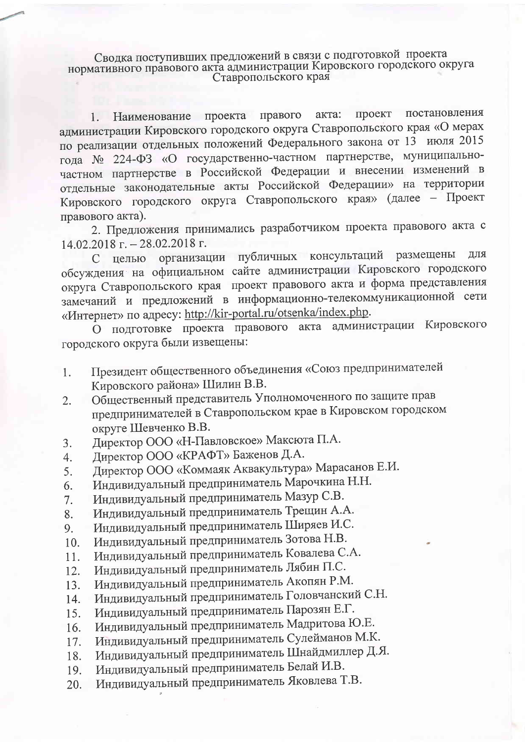# Сводка поступивших предложений в связи с подготовкой проекта нормативного правового акта администрации Кировского городского округа Ставропольского края

1. Наименование проекта правого акта: проект постановления администрации Кировского городского округа Ставропольского края «О мерах по реализации отдельных положений Федерального закона от 13 июля 2015 года № 224-ФЗ «О государственно-частном партнерстве, муниципально-частном партнерстве в Российской Федерации и внесении изменений в отдельные законодательные акты Российской Федерации» на территории Кировского городского округа Ставропольского края» (далее – Проект правового акта).

2. Предложения принимались разработчиком проекта правового акта с 14.02.2018 г. – 28.02.2018 г.

С целью организации публичных консультаций размещены для обсуждения на официальном сайте администрации Кировского городского округа Ставропольского края проект правового акта и форма представления замечаний и предложений в информационно-телекоммуникационной сети «Интернет» по адресу: http://kir-portal.ru/otsenka/index.php.

О подготовке проекта правового акта администрации Кировского городского округа были извещены:

1. Президент общественного объединения «Союз предпринимателей Кировского района» Шилин В.В.
2. Общественный представитель Уполномоченного по защите прав предпринимателей в Ставропольском крае в Кировском городском округе Шевченко В.В.
3. Директор ООО «Н-Павловское» Максюта П.А.
4. Директор ООО «КРАФТ» Баженов Д.А.
5. Директор ООО «Коммаяк Аквакультура» Марасанов Е.И.
6. Индивидуальный предприниматель Марочкина Н.Н.
7. Индивидуальный предприниматель Мазур С.В.
8. Индивидуальный предприниматель Трещин А.А.
9. Индивидуальный предприниматель Ширяев И.С.
10. Индивидуальный предприниматель Зотова Н.В.
11. Индивидуальный предприниматель Ковалева С.А.
12. Индивидуальный предприниматель Лябин П.С.
13. Индивидуальный предприниматель Акопян Р.М.
14. Индивидуальный предприниматель Головчанский С.Н.
15. Индивидуальный предприниматель Парозян Е.Г.
16. Индивидуальный предприниматель Мадритова Ю.Е.
17. Индивидуальный предприниматель Сулейманов М.К.
18. Индивидуальный предприниматель Шнайдмиллер Д.Я.
19. Индивидуальный предприниматель Белай И.В.
20. Индивидуальный предприниматель Яковлева Т.В.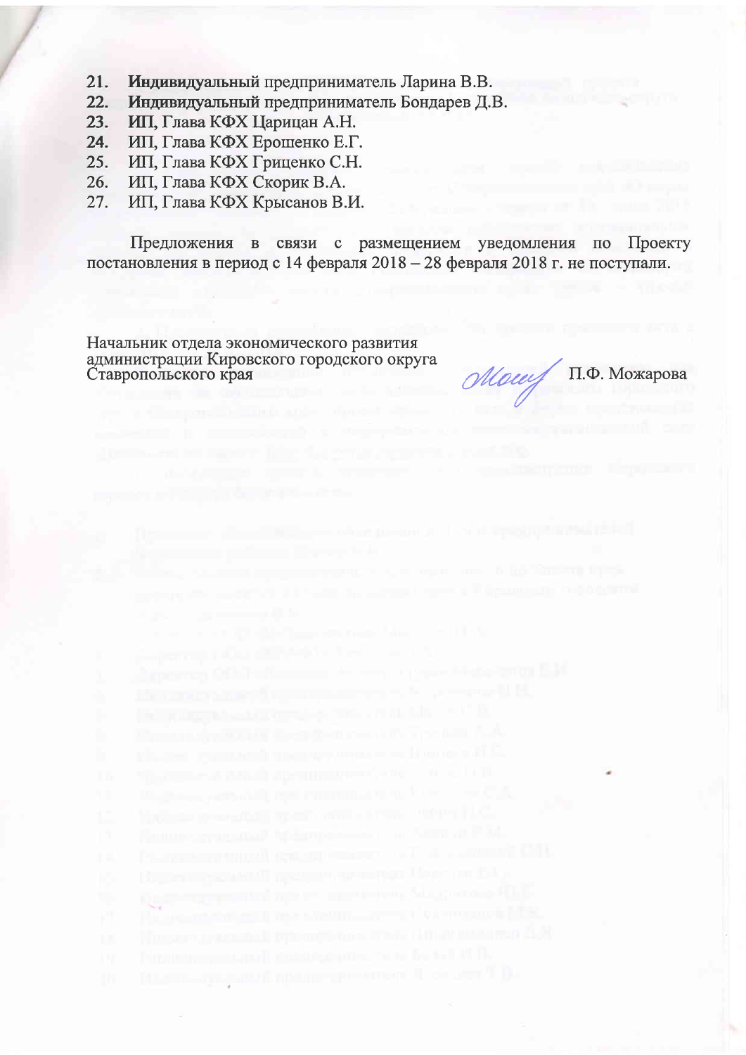21. **Индивидуальный** предприниматель Ларина В.В.
22. **Индивидуальный** предприниматель Бондарев Д.В.
23. **ИП, Глава** КФХ Царицан А.Н.
24. **ИП, Глава** КФХ Ерошенко Е.Г.
25. **ИП, Глава** КФХ Гриценко С.Н.
26. **ИП, Глава** КФХ Скорик В.А.
27. **ИП, Глава** КФХ Крысанов В.И.

Предложения в связи с размещением уведомления по Проекту постановления в период с 14 февраля 2018 – 28 февраля 2018 г. не поступали.

Начальник отдела экономического развития
администрации Кировского городского округа
Ставропольского края П.Ф. Можарова